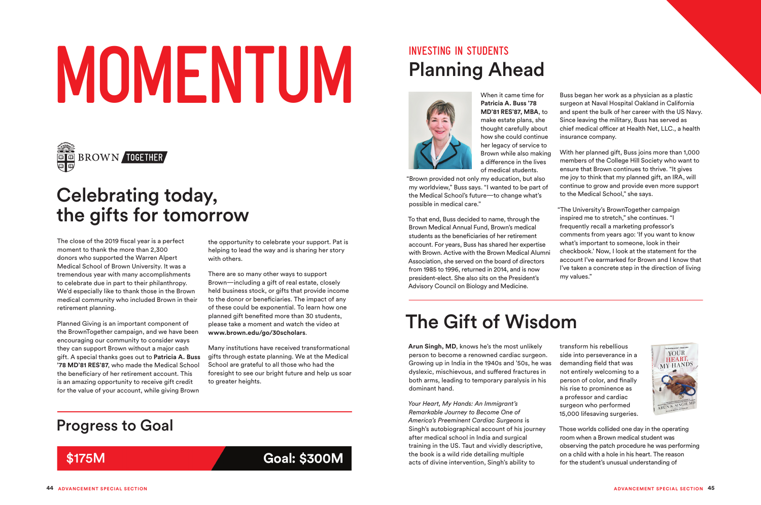# MOMENTUM

BROWN TOGETHER

## Celebrating today, the gifts for tomorrow

The close of the 2019 fiscal year is a perfect moment to thank the more than 2,300 donors who supported the Warren Alpert Medical School of Brown University. It was a tremendous year with many accomplishments to celebrate due in part to their philanthropy. We'd especially like to thank those in the Brown medical community who included Brown in their retirement planning.

Planned Giving is an important component of the BrownTogether campaign, and we have been encouraging our community to consider ways they can support Brown without a major cash gift. A special thanks goes out to **Patricia A. Buss '78 MD'81 RES'87**, who made the Medical School the beneficiary of her retirement account. This is an amazing opportunity to receive gift credit for the value of your account, while giving Brown the opportunity to celebrate your support. Pat is helping to lead the way and is sharing her story with others.

There are so many other ways to support Brown—including a gift of real estate, closely held business stock, or gifts that provide income to the donor or beneficiaries. The impact of any of these could be exponential. To learn how one planned gift benefited more than 30 students, please take a moment and watch the video at **www.brown.edu/go/30scholars**.

Many institutions have received transformational gifts through estate planning. We at the Medical School are grateful to all those who had the foresight to see our bright future and help us soar to greater heights.

## Progress to Goal

$175M

Goal: $300M

INVESTING IN STUDENTS

## Planning Ahead

When it came time for **Patricia A. Buss '78 MD'81 RES'87, MBA**, to make estate plans, she thought carefully about how she could continue her legacy of service to Brown while also making a difference in the lives of medical students.

"Brown provided not only my education, but also my worldview," Buss says. "I wanted to be part of the Medical School's future—to change what's possible in medical care."

To that end, Buss decided to name, through the Brown Medical Annual Fund, Brown's medical students as the beneficiaries of her retirement account. For years, Buss has shared her expertise with Brown. Active with the Brown Medical Alumni Association, she served on the board of directors from 1985 to 1996, returned in 2014, and is now president-elect. She also sits on the President's Advisory Council on Biology and Medicine.

Buss began her work as a physician as a plastic surgeon at Naval Hospital Oakland in California and spent the bulk of her career with the US Navy. Since leaving the military, Buss has served as chief medical officer at Health Net, LLC., a health insurance company.

With her planned gift, Buss joins more than 1,000 members of the College Hill Society who want to ensure that Brown continues to thrive. "It gives me joy to think that my planned gift, an IRA, will continue to grow and provide even more support to the Medical School," she says.

"The University's BrownTogether campaign inspired me to stretch," she continues. "I frequently recall a marketing professor's comments from years ago: 'If you want to know what's important to someone, look in their checkbook.' Now, I look at the statement for the account I've earmarked for Brown and I know that I've taken a concrete step in the direction of living my values."

## The Gift of Wisdom

**Arun Singh, MD**, knows he's the most unlikely person to become a renowned cardiac surgeon. Growing up in India in the 1940s and '50s, he was dyslexic, mischievous, and suffered fractures in both arms, leading to temporary paralysis in his dominant hand.

*Your Heart, My Hands: An Immigrant's Remarkable Journey to Become One of America's Preeminent Cardiac Surgeons* is Singh's autobiographical account of his journey after medical school in India and surgical training in the US. Taut and vividly descriptive, the book is a wild ride detailing multiple acts of divine intervention, Singh's ability to transform his rebellious side into perseverance in a demanding field that was not entirely welcoming to a person of color, and finally his rise to prominence as a professor and cardiac surgeon who performed 15,000 lifesaving surgeries.

Those worlds collided one day in the operating room when a Brown medical student was observing the patch procedure he was performing on a child with a hole in his heart. The reason for the student's unusual understanding of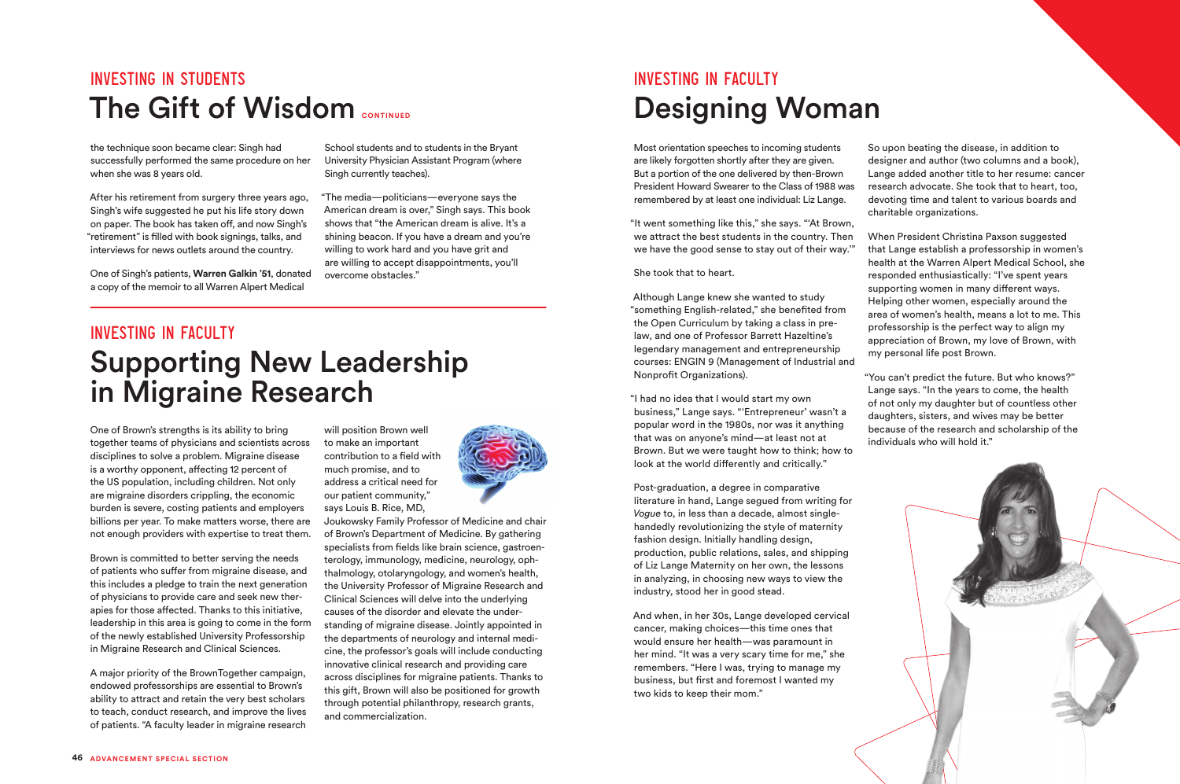INVESTING IN STUDENTS

# The Gift of Wisdom CONTINUED

the technique soon became clear: Singh had successfully performed the same procedure on her when she was 8 years old.

After his retirement from surgery three years ago, Singh's wife suggested he put his life story down on paper. The book has taken off, and now Singh's "retirement" is filled with book signings, talks, and interviews for news outlets around the country.

One of Singh's patients, **Warren Galkin '51**, donated a copy of the memoir to all Warren Alpert Medical School students and to students in the Bryant University Physician Assistant Program (where Singh currently teaches).

"The media—politicians—everyone says the American dream is over," Singh says. This book shows that "the American dream is alive. It's a shining beacon. If you have a dream and you're willing to work hard and you have grit and are willing to accept disappointments, you'll overcome obstacles."

INVESTING IN FACULTY

# Supporting New Leadership in Migraine Research

One of Brown's strengths is its ability to bring together teams of physicians and scientists across disciplines to solve a problem. Migraine disease is a worthy opponent, affecting 12 percent of the US population, including children. Not only are migraine disorders crippling, the economic burden is severe, costing patients and employers billions per year. To make matters worse, there are not enough providers with expertise to treat them.

Brown is committed to better serving the needs of patients who suffer from migraine disease, and this includes a pledge to train the next generation of physicians to provide care and seek new therapies for those affected. Thanks to this initiative, leadership in this area is going to come in the form of the newly established University Professorship in Migraine Research and Clinical Sciences.

A major priority of the BrownTogether campaign, endowed professorships are essential to Brown's ability to attract and retain the very best scholars to teach, conduct research, and improve the lives of patients. "A faculty leader in migraine research will position Brown well to make an important contribution to a field with much promise, and to address a critical need for our patient community," says Louis B. Rice, MD, Joukowsky Family Professor of Medicine and chair of Brown's Department of Medicine. By gathering specialists from fields like brain science, gastroenterology, immunology, medicine, neurology, ophthalmology, otolaryngology, and women's health, the University Professor of Migraine Research and Clinical Sciences will delve into the underlying causes of the disorder and elevate the understanding of migraine disease. Jointly appointed in the departments of neurology and internal medicine, the professor's goals will include conducting innovative clinical research and providing care across disciplines for migraine patients. Thanks to this gift, Brown will also be positioned for growth through potential philanthropy, research grants, and commercialization.

INVESTING IN FACULTY

# Designing Woman

Most orientation speeches to incoming students are likely forgotten shortly after they are given. But a portion of the one delivered by then-Brown President Howard Swearer to the Class of 1988 was remembered by at least one individual: Liz Lange.

"It went something like this," she says. "'At Brown, we attract the best students in the country. Then we have the good sense to stay out of their way.'"

She took that to heart.

Although Lange knew she wanted to study "something English-related," she benefited from the Open Curriculum by taking a class in pre-law, and one of Professor Barrett Hazeltine's legendary management and entrepreneurship courses: ENGIN 9 (Management of Industrial and Nonprofit Organizations).

"I had no idea that I would start my own business," Lange says. "'Entrepreneur' wasn't a popular word in the 1980s, nor was it anything that was on anyone's mind—at least not at Brown. But we were taught how to think; how to look at the world differently and critically."

Post-graduation, a degree in comparative literature in hand, Lange segued from writing for *Vogue* to, in less than a decade, almost single-handedly revolutionizing the style of maternity fashion design. Initially handling design, production, public relations, sales, and shipping of Liz Lange Maternity on her own, the lessons in analyzing, in choosing new ways to view the industry, stood her in good stead.

And when, in her 30s, Lange developed cervical cancer, making choices—this time ones that would ensure her health—was paramount in her mind. "It was a very scary time for me," she remembers. "Here I was, trying to manage my business, but first and foremost I wanted my two kids to keep their mom."

So upon beating the disease, in addition to designer and author (two columns and a book), Lange added another title to her resume: cancer research advocate. She took that to heart, too, devoting time and talent to various boards and charitable organizations.

When President Christina Paxson suggested that Lange establish a professorship in women's health at the Warren Alpert Medical School, she responded enthusiastically: "I've spent years supporting women in many different ways. Helping other women, especially around the area of women's health, means a lot to me. This professorship is the perfect way to align my appreciation of Brown, my love of Brown, with my personal life post Brown.

"You can't predict the future. But who knows?" Lange says. "In the years to come, the health of not only my daughter but of countless other daughters, sisters, and wives may be better because of the research and scholarship of the individuals who will hold it."